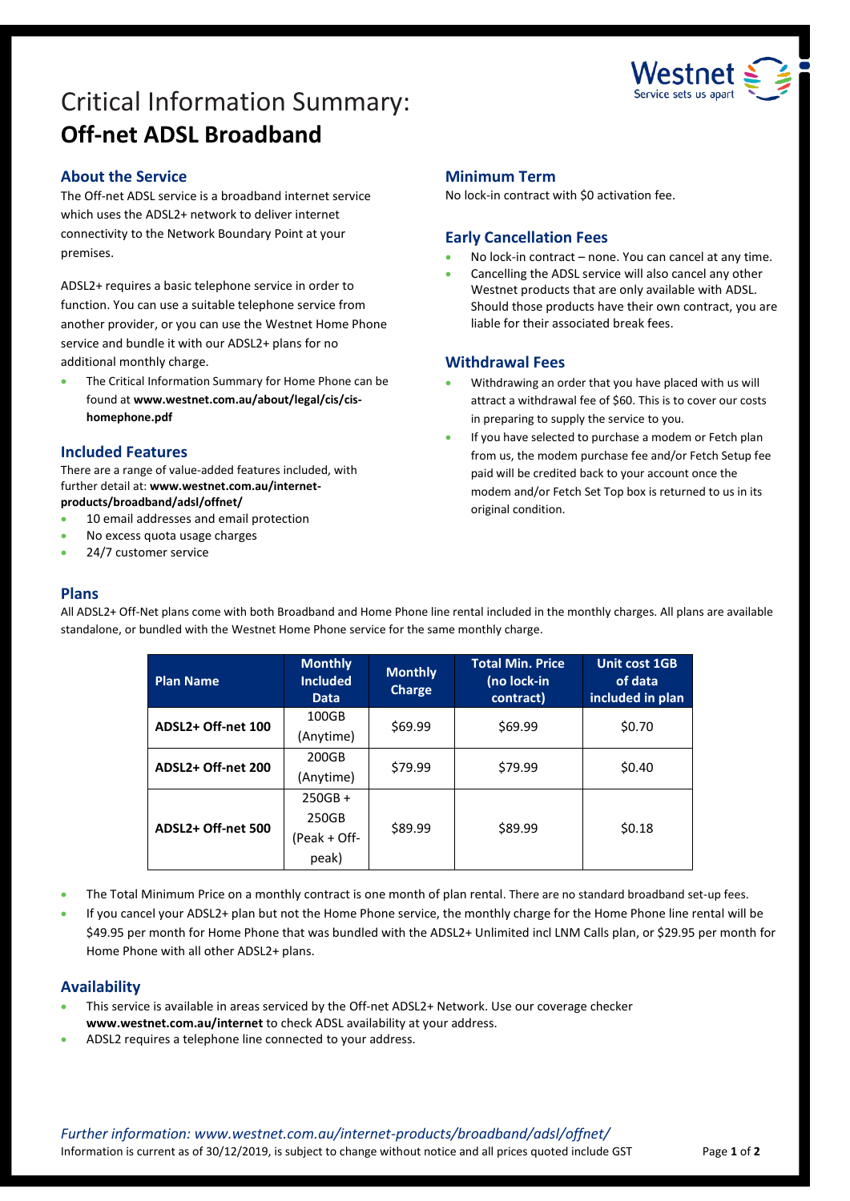# Critical Information Summary:
# **Off-net ADSL Broadband**

## About the Service

The Off-net ADSL service is a broadband internet service which uses the ADSL2+ network to deliver internet connectivity to the Network Boundary Point at your premises.

ADSL2+ requires a basic telephone service in order to function. You can use a suitable telephone service from another provider, or you can use the Westnet Home Phone service and bundle it with our ADSL2+ plans for no additional monthly charge.

- The Critical Information Summary for Home Phone can be found at **www.westnet.com.au/about/legal/cis/cis-homephone.pdf**

## Included Features

There are a range of value-added features included, with further detail at: **www.westnet.com.au/internet-products/broadband/adsl/offnet/**

- 10 email addresses and email protection
- No excess quota usage charges
- 24/7 customer service

## Minimum Term

No lock-in contract with $0 activation fee.

## Early Cancellation Fees

- No lock-in contract – none. You can cancel at any time.
- Cancelling the ADSL service will also cancel any other Westnet products that are only available with ADSL. Should those products have their own contract, you are liable for their associated break fees.

## Withdrawal Fees

- Withdrawing an order that you have placed with us will attract a withdrawal fee of $60. This is to cover our costs in preparing to supply the service to you.
- If you have selected to purchase a modem or Fetch plan from us, the modem purchase fee and/or Fetch Setup fee paid will be credited back to your account once the modem and/or Fetch Set Top box is returned to us in its original condition.

## Plans

All ADSL2+ Off-Net plans come with both Broadband and Home Phone line rental included in the monthly charges. All plans are available standalone, or bundled with the Westnet Home Phone service for the same monthly charge.

| Plan Name | Monthly Included Data | Monthly Charge | Total Min. Price (no lock-in contract) | Unit cost 1GB of data included in plan |
|---|---|---|---|---|
| **ADSL2+ Off-net 100** | 100GB (Anytime) | $69.99 | $69.99 | $0.70 |
| **ADSL2+ Off-net 200** | 200GB (Anytime) | $79.99 | $79.99 | $0.40 |
| **ADSL2+ Off-net 500** | 250GB + 250GB (Peak + Off-peak) | $89.99 | $89.99 | $0.18 |

- The Total Minimum Price on a monthly contract is one month of plan rental. There are no standard broadband set-up fees.
- If you cancel your ADSL2+ plan but not the Home Phone service, the monthly charge for the Home Phone line rental will be $49.95 per month for Home Phone that was bundled with the ADSL2+ Unlimited incl LNM Calls plan, or $29.95 per month for Home Phone with all other ADSL2+ plans.

## Availability

- This service is available in areas serviced by the Off-net ADSL2+ Network. Use our coverage checker **www.westnet.com.au/internet** to check ADSL availability at your address.
- ADSL2 requires a telephone line connected to your address.

*Further information: www.westnet.com.au/internet-products/broadband/adsl/offnet/*

Information is current as of 30/12/2019, is subject to change without notice and all prices quoted include GST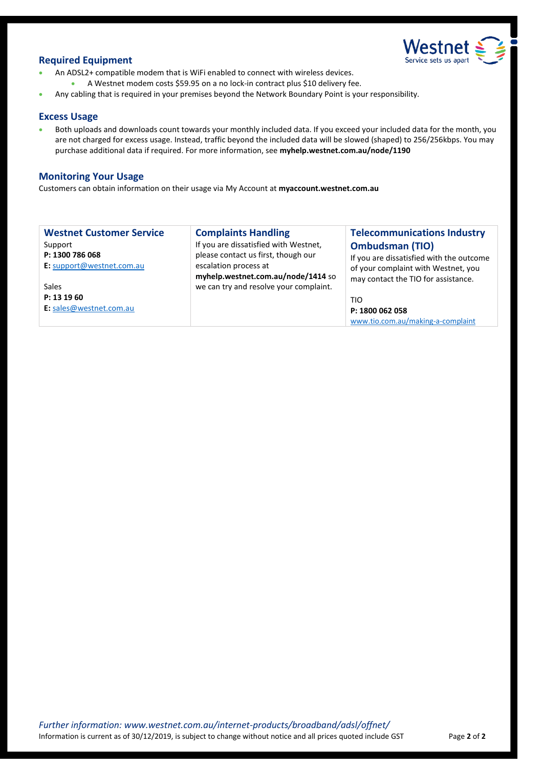## Required Equipment

- An ADSL2+ compatible modem that is WiFi enabled to connect with wireless devices.
  - A Westnet modem costs $59.95 on a no lock-in contract plus $10 delivery fee.
- Any cabling that is required in your premises beyond the Network Boundary Point is your responsibility.

## Excess Usage

- Both uploads and downloads count towards your monthly included data. If you exceed your included data for the month, you are not charged for excess usage. Instead, traffic beyond the included data will be slowed (shaped) to 256/256kbps. You may purchase additional data if required. For more information, see **myhelp.westnet.com.au/node/1190**

## Monitoring Your Usage

Customers can obtain information on their usage via My Account at **myaccount.westnet.com.au**

| Westnet Customer Service | Complaints Handling | Telecommunications Industry Ombudsman (TIO) |
|---|---|---|
| Support<br>**P: 1300 786 068**<br>**E:** support@westnet.com.au<br><br>Sales<br>**P: 13 19 60**<br>**E:** sales@westnet.com.au | If you are dissatisfied with Westnet, please contact us first, though our escalation process at **myhelp.westnet.com.au/node/1414** so we can try and resolve your complaint. | If you are dissatisfied with the outcome of your complaint with Westnet, you may contact the TIO for assistance.<br><br>TIO<br>**P: 1800 062 058**<br>www.tio.com.au/making-a-complaint |

*Further information: www.westnet.com.au/internet-products/broadband/adsl/offnet/*

Information is current as of 30/12/2019, is subject to change without notice and all prices quoted include GST